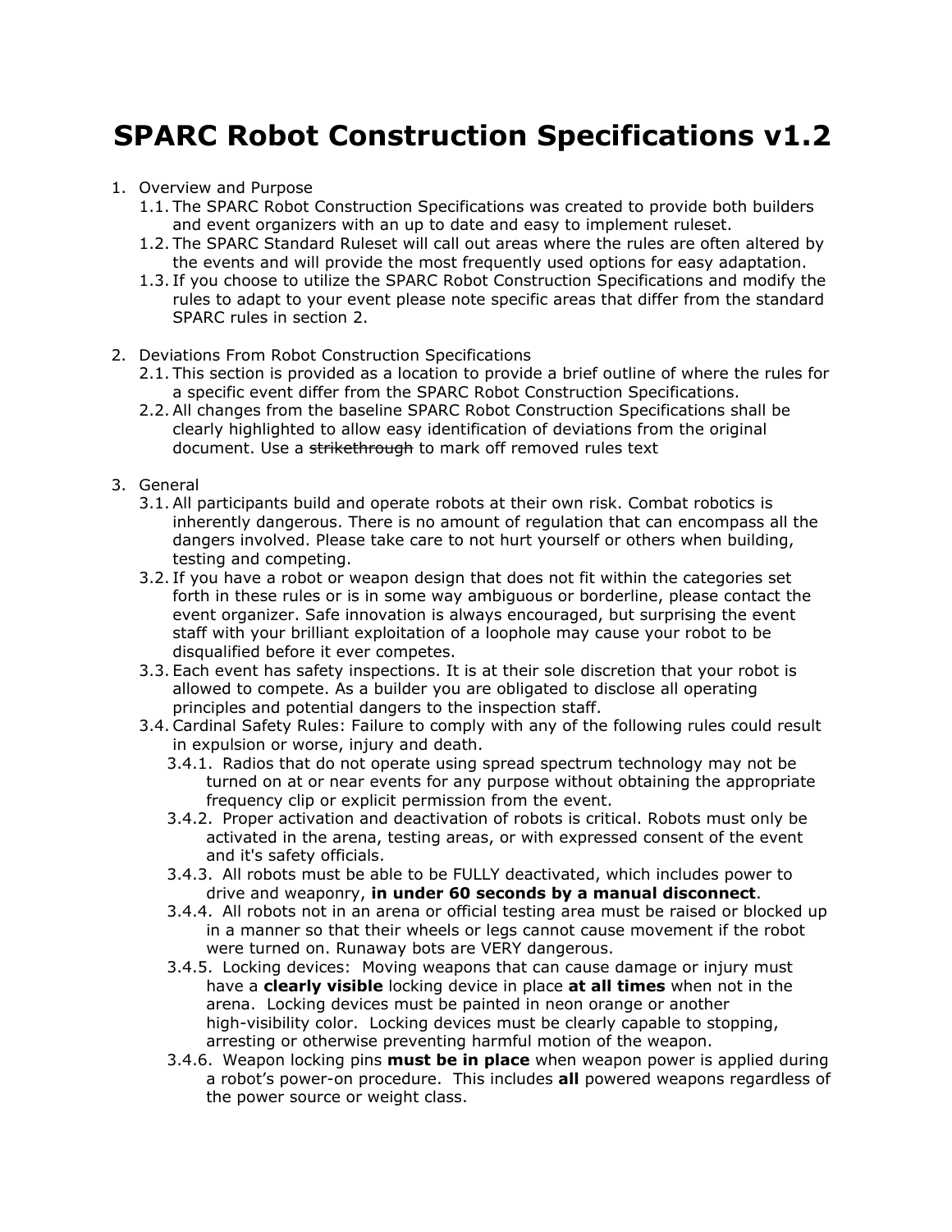# SPARC Robot Construction Specifications v1.2

1. Overview and Purpose
   1.1. The SPARC Robot Construction Specifications was created to provide both builders and event organizers with an up to date and easy to implement ruleset.
   1.2. The SPARC Standard Ruleset will call out areas where the rules are often altered by the events and will provide the most frequently used options for easy adaptation.
   1.3. If you choose to utilize the SPARC Robot Construction Specifications and modify the rules to adapt to your event please note specific areas that differ from the standard SPARC rules in section 2.

2. Deviations From Robot Construction Specifications
   2.1. This section is provided as a location to provide a brief outline of where the rules for a specific event differ from the SPARC Robot Construction Specifications.
   2.2. All changes from the baseline SPARC Robot Construction Specifications shall be clearly highlighted to allow easy identification of deviations from the original document. Use a ~~strikethrough~~ to mark off removed rules text

3. General
   3.1. All participants build and operate robots at their own risk. Combat robotics is inherently dangerous. There is no amount of regulation that can encompass all the dangers involved. Please take care to not hurt yourself or others when building, testing and competing.
   3.2. If you have a robot or weapon design that does not fit within the categories set forth in these rules or is in some way ambiguous or borderline, please contact the event organizer. Safe innovation is always encouraged, but surprising the event staff with your brilliant exploitation of a loophole may cause your robot to be disqualified before it ever competes.
   3.3. Each event has safety inspections. It is at their sole discretion that your robot is allowed to compete. As a builder you are obligated to disclose all operating principles and potential dangers to the inspection staff.
   3.4. Cardinal Safety Rules: Failure to comply with any of the following rules could result in expulsion or worse, injury and death.
      3.4.1. Radios that do not operate using spread spectrum technology may not be turned on at or near events for any purpose without obtaining the appropriate frequency clip or explicit permission from the event.
      3.4.2. Proper activation and deactivation of robots is critical. Robots must only be activated in the arena, testing areas, or with expressed consent of the event and it's safety officials.
      3.4.3. All robots must be able to be FULLY deactivated, which includes power to drive and weaponry, **in under 60 seconds by a manual disconnect**.
      3.4.4. All robots not in an arena or official testing area must be raised or blocked up in a manner so that their wheels or legs cannot cause movement if the robot were turned on. Runaway bots are VERY dangerous.
      3.4.5. Locking devices: Moving weapons that can cause damage or injury must have a **clearly visible** locking device in place **at all times** when not in the arena. Locking devices must be painted in neon orange or another high-visibility color. Locking devices must be clearly capable to stopping, arresting or otherwise preventing harmful motion of the weapon.
      3.4.6. Weapon locking pins **must be in place** when weapon power is applied during a robot's power-on procedure. This includes **all** powered weapons regardless of the power source or weight class.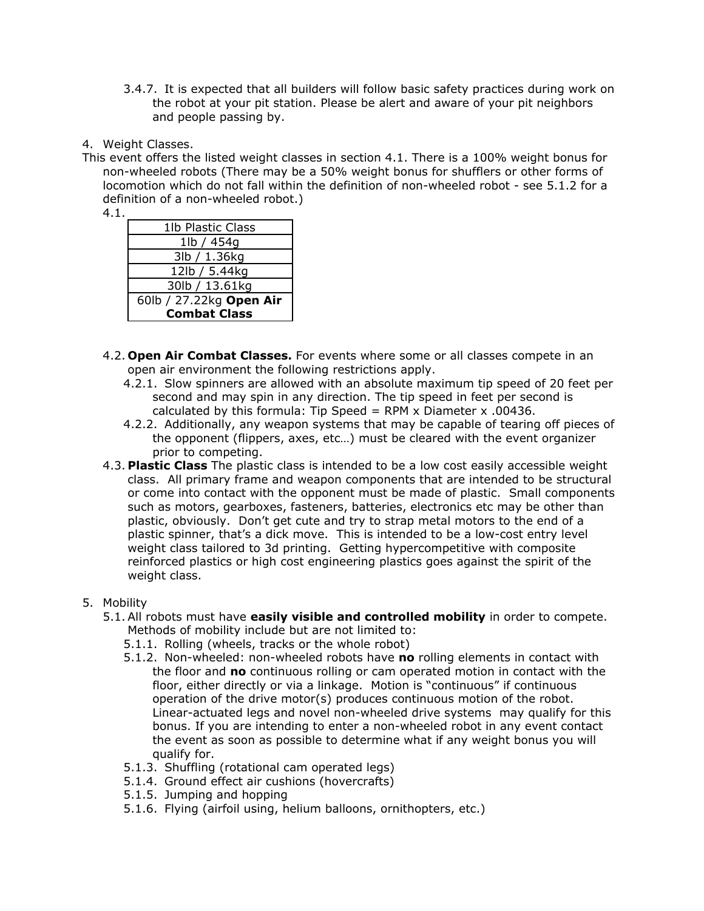3.4.7. It is expected that all builders will follow basic safety practices during work on the robot at your pit station. Please be alert and aware of your pit neighbors and people passing by.

4. Weight Classes.

This event offers the listed weight classes in section 4.1. There is a 100% weight bonus for non-wheeled robots (There may be a 50% weight bonus for shufflers or other forms of locomotion which do not fall within the definition of non-wheeled robot - see 5.1.2 for a definition of a non-wheeled robot.)

4.1.

| 1lb Plastic Class |
|---|
| 1lb / 454g |
| 3lb / 1.36kg |
| 12lb / 5.44kg |
| 30lb / 13.61kg |
| 60lb / 27.22kg **Open Air Combat Class** |

4.2. **Open Air Combat Classes.** For events where some or all classes compete in an open air environment the following restrictions apply.

4.2.1. Slow spinners are allowed with an absolute maximum tip speed of 20 feet per second and may spin in any direction. The tip speed in feet per second is calculated by this formula: Tip Speed = RPM x Diameter x .00436.

4.2.2. Additionally, any weapon systems that may be capable of tearing off pieces of the opponent (flippers, axes, etc…) must be cleared with the event organizer prior to competing.

4.3. **Plastic Class** The plastic class is intended to be a low cost easily accessible weight class. All primary frame and weapon components that are intended to be structural or come into contact with the opponent must be made of plastic. Small components such as motors, gearboxes, fasteners, batteries, electronics etc may be other than plastic, obviously. Don't get cute and try to strap metal motors to the end of a plastic spinner, that's a dick move. This is intended to be a low-cost entry level weight class tailored to 3d printing. Getting hypercompetitive with composite reinforced plastics or high cost engineering plastics goes against the spirit of the weight class.

5. Mobility

5.1. All robots must have **easily visible and controlled mobility** in order to compete. Methods of mobility include but are not limited to:

5.1.1. Rolling (wheels, tracks or the whole robot)

5.1.2. Non-wheeled: non-wheeled robots have **no** rolling elements in contact with the floor and **no** continuous rolling or cam operated motion in contact with the floor, either directly or via a linkage. Motion is "continuous" if continuous operation of the drive motor(s) produces continuous motion of the robot. Linear-actuated legs and novel non-wheeled drive systems may qualify for this bonus. If you are intending to enter a non-wheeled robot in any event contact the event as soon as possible to determine what if any weight bonus you will qualify for.

5.1.3. Shuffling (rotational cam operated legs)

5.1.4. Ground effect air cushions (hovercrafts)

5.1.5. Jumping and hopping

5.1.6. Flying (airfoil using, helium balloons, ornithopters, etc.)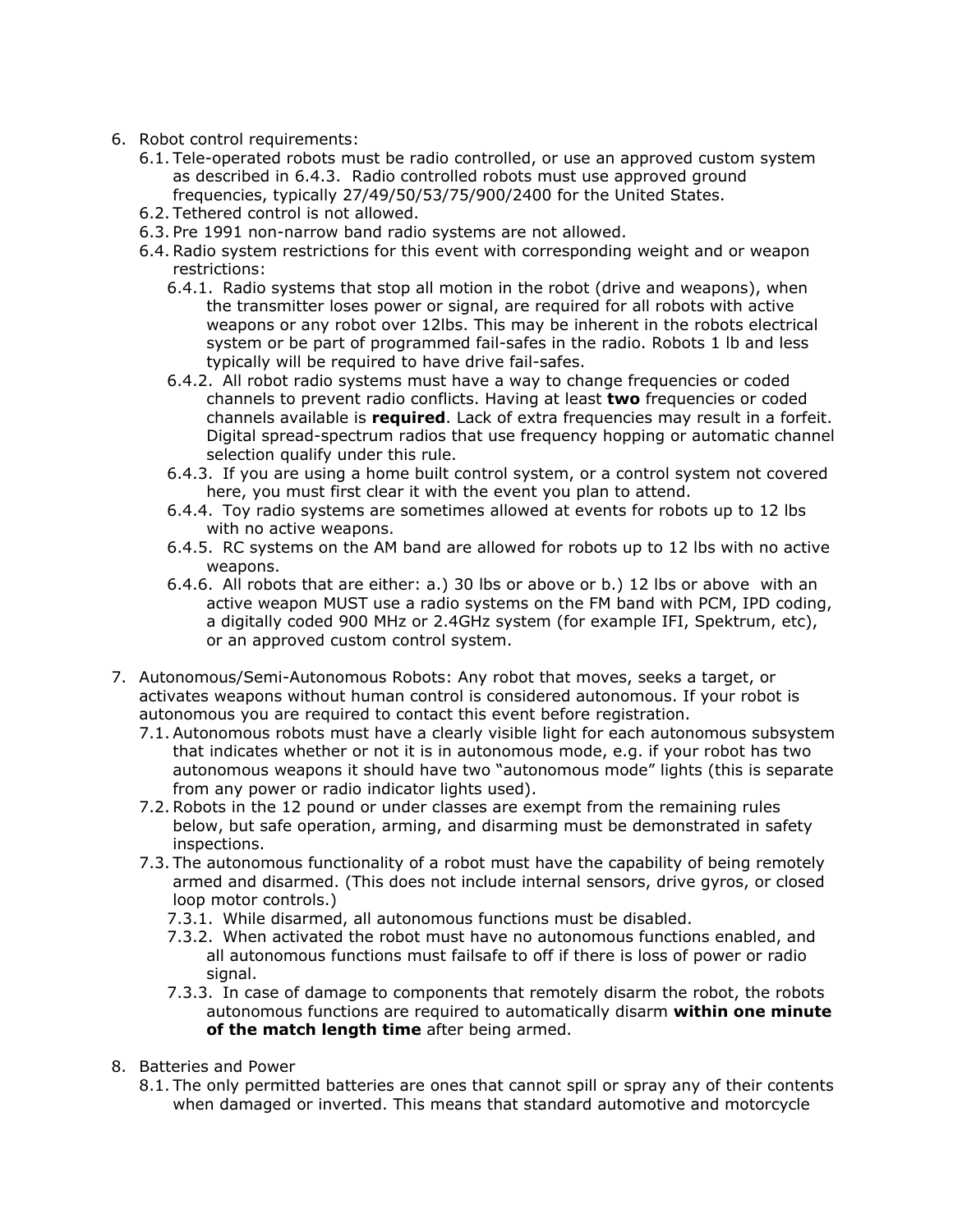6. Robot control requirements:
   6.1. Tele-operated robots must be radio controlled, or use an approved custom system as described in 6.4.3. Radio controlled robots must use approved ground frequencies, typically 27/49/50/53/75/900/2400 for the United States.
   6.2. Tethered control is not allowed.
   6.3. Pre 1991 non-narrow band radio systems are not allowed.
   6.4. Radio system restrictions for this event with corresponding weight and or weapon restrictions:
      6.4.1. Radio systems that stop all motion in the robot (drive and weapons), when the transmitter loses power or signal, are required for all robots with active weapons or any robot over 12lbs. This may be inherent in the robots electrical system or be part of programmed fail-safes in the radio. Robots 1 lb and less typically will be required to have drive fail-safes.
      6.4.2. All robot radio systems must have a way to change frequencies or coded channels to prevent radio conflicts. Having at least **two** frequencies or coded channels available is **required**. Lack of extra frequencies may result in a forfeit. Digital spread-spectrum radios that use frequency hopping or automatic channel selection qualify under this rule.
      6.4.3. If you are using a home built control system, or a control system not covered here, you must first clear it with the event you plan to attend.
      6.4.4. Toy radio systems are sometimes allowed at events for robots up to 12 lbs with no active weapons.
      6.4.5. RC systems on the AM band are allowed for robots up to 12 lbs with no active weapons.
      6.4.6. All robots that are either: a.) 30 lbs or above or b.) 12 lbs or above with an active weapon MUST use a radio systems on the FM band with PCM, IPD coding, a digitally coded 900 MHz or 2.4GHz system (for example IFI, Spektrum, etc), or an approved custom control system.

7. Autonomous/Semi-Autonomous Robots: Any robot that moves, seeks a target, or activates weapons without human control is considered autonomous. If your robot is autonomous you are required to contact this event before registration.
   7.1. Autonomous robots must have a clearly visible light for each autonomous subsystem that indicates whether or not it is in autonomous mode, e.g. if your robot has two autonomous weapons it should have two "autonomous mode" lights (this is separate from any power or radio indicator lights used).
   7.2. Robots in the 12 pound or under classes are exempt from the remaining rules below, but safe operation, arming, and disarming must be demonstrated in safety inspections.
   7.3. The autonomous functionality of a robot must have the capability of being remotely armed and disarmed. (This does not include internal sensors, drive gyros, or closed loop motor controls.)
      7.3.1. While disarmed, all autonomous functions must be disabled.
      7.3.2. When activated the robot must have no autonomous functions enabled, and all autonomous functions must failsafe to off if there is loss of power or radio signal.
      7.3.3. In case of damage to components that remotely disarm the robot, the robots autonomous functions are required to automatically disarm **within one minute of the match length time** after being armed.

8. Batteries and Power
   8.1. The only permitted batteries are ones that cannot spill or spray any of their contents when damaged or inverted. This means that standard automotive and motorcycle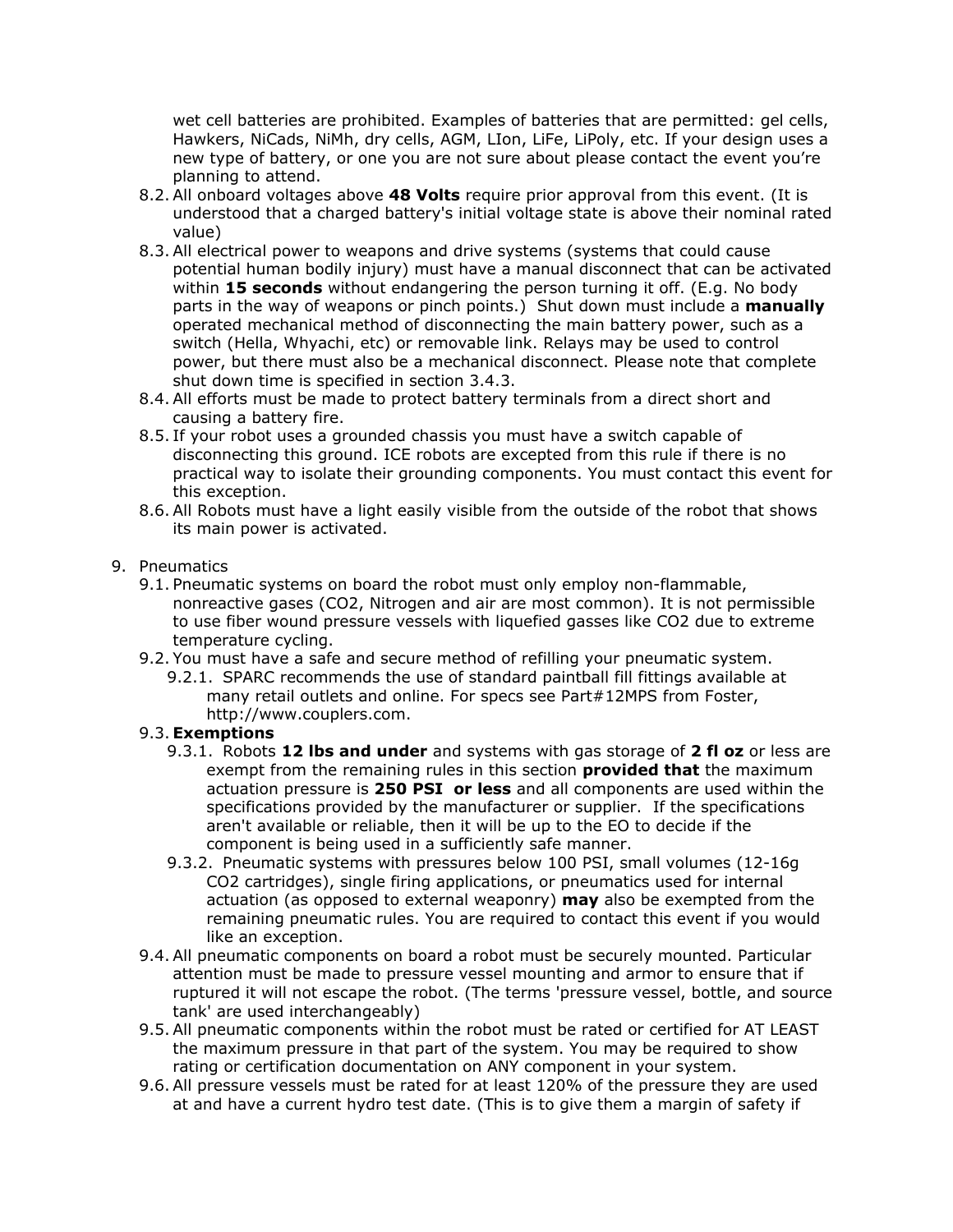wet cell batteries are prohibited. Examples of batteries that are permitted: gel cells, Hawkers, NiCads, NiMh, dry cells, AGM, LIon, LiFe, LiPoly, etc. If your design uses a new type of battery, or one you are not sure about please contact the event you're planning to attend.

8.2. All onboard voltages above **48 Volts** require prior approval from this event. (It is understood that a charged battery's initial voltage state is above their nominal rated value)

8.3. All electrical power to weapons and drive systems (systems that could cause potential human bodily injury) must have a manual disconnect that can be activated within **15 seconds** without endangering the person turning it off. (E.g. No body parts in the way of weapons or pinch points.) Shut down must include a **manually** operated mechanical method of disconnecting the main battery power, such as a switch (Hella, Whyachi, etc) or removable link. Relays may be used to control power, but there must also be a mechanical disconnect. Please note that complete shut down time is specified in section 3.4.3.

8.4. All efforts must be made to protect battery terminals from a direct short and causing a battery fire.

8.5. If your robot uses a grounded chassis you must have a switch capable of disconnecting this ground. ICE robots are excepted from this rule if there is no practical way to isolate their grounding components. You must contact this event for this exception.

8.6. All Robots must have a light easily visible from the outside of the robot that shows its main power is activated.

9. Pneumatics

9.1. Pneumatic systems on board the robot must only employ non-flammable, nonreactive gases ($CO_2$, Nitrogen and air are most common). It is not permissible to use fiber wound pressure vessels with liquefied gasses like $CO_2$ due to extreme temperature cycling.

9.2. You must have a safe and secure method of refilling your pneumatic system.

9.2.1. SPARC recommends the use of standard paintball fill fittings available at many retail outlets and online. For specs see Part#12MPS from Foster, http://www.couplers.com.

9.3. **Exemptions**

9.3.1. Robots **12 lbs and under** and systems with gas storage of **2 fl oz** or less are exempt from the remaining rules in this section **provided that** the maximum actuation pressure is **250 PSI or less** and all components are used within the specifications provided by the manufacturer or supplier. If the specifications aren't available or reliable, then it will be up to the EO to decide if the component is being used in a sufficiently safe manner.

9.3.2. Pneumatic systems with pressures below 100 PSI, small volumes (12-16g $CO_2$ cartridges), single firing applications, or pneumatics used for internal actuation (as opposed to external weaponry) **may** also be exempted from the remaining pneumatic rules. You are required to contact this event if you would like an exception.

9.4. All pneumatic components on board a robot must be securely mounted. Particular attention must be made to pressure vessel mounting and armor to ensure that if ruptured it will not escape the robot. (The terms 'pressure vessel, bottle, and source tank' are used interchangeably)

9.5. All pneumatic components within the robot must be rated or certified for AT LEAST the maximum pressure in that part of the system. You may be required to show rating or certification documentation on ANY component in your system.

9.6. All pressure vessels must be rated for at least 120% of the pressure they are used at and have a current hydro test date. (This is to give them a margin of safety if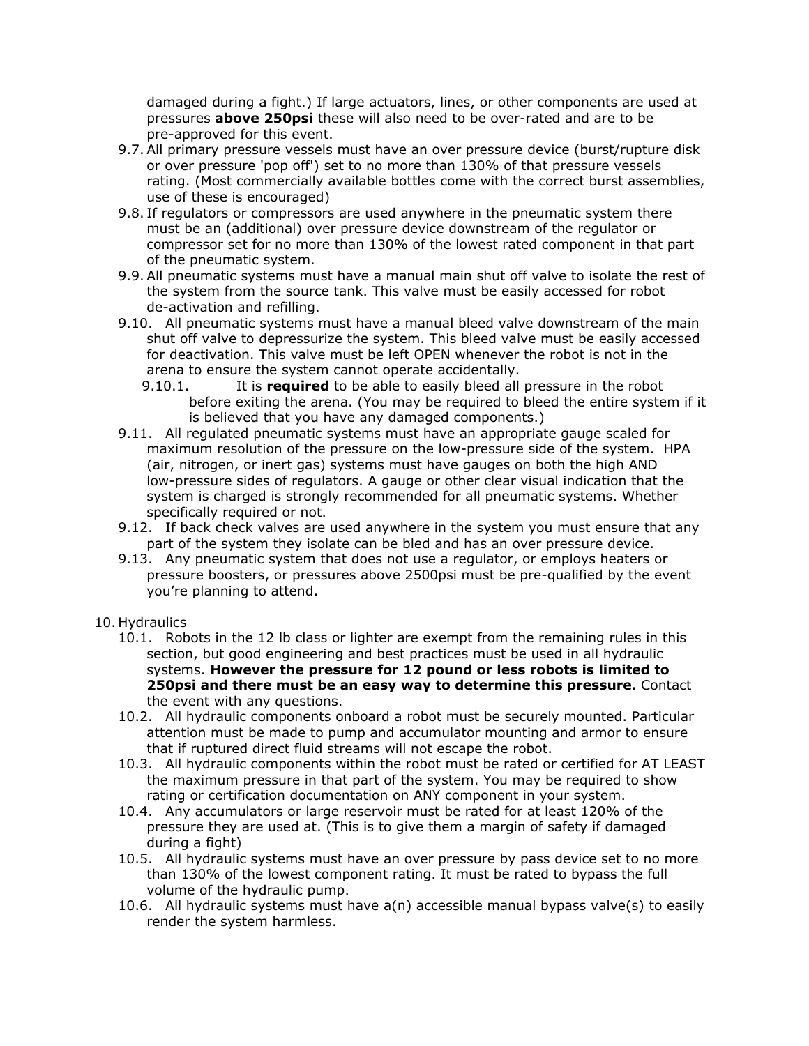damaged during a fight.) If large actuators, lines, or other components are used at pressures **above 250psi** these will also need to be over-rated and are to be pre-approved for this event.

- 9.7. All primary pressure vessels must have an over pressure device (burst/rupture disk or over pressure 'pop off') set to no more than 130% of that pressure vessels rating. (Most commercially available bottles come with the correct burst assemblies, use of these is encouraged)
- 9.8. If regulators or compressors are used anywhere in the pneumatic system there must be an (additional) over pressure device downstream of the regulator or compressor set for no more than 130% of the lowest rated component in that part of the pneumatic system.
- 9.9. All pneumatic systems must have a manual main shut off valve to isolate the rest of the system from the source tank. This valve must be easily accessed for robot de-activation and refilling.
- 9.10. All pneumatic systems must have a manual bleed valve downstream of the main shut off valve to depressurize the system. This bleed valve must be easily accessed for deactivation. This valve must be left OPEN whenever the robot is not in the arena to ensure the system cannot operate accidentally.
  - 9.10.1. It is **required** to be able to easily bleed all pressure in the robot before exiting the arena. (You may be required to bleed the entire system if it is believed that you have any damaged components.)
- 9.11. All regulated pneumatic systems must have an appropriate gauge scaled for maximum resolution of the pressure on the low-pressure side of the system. HPA (air, nitrogen, or inert gas) systems must have gauges on both the high AND low-pressure sides of regulators. A gauge or other clear visual indication that the system is charged is strongly recommended for all pneumatic systems. Whether specifically required or not.
- 9.12. If back check valves are used anywhere in the system you must ensure that any part of the system they isolate can be bled and has an over pressure device.
- 9.13. Any pneumatic system that does not use a regulator, or employs heaters or pressure boosters, or pressures above 2500psi must be pre-qualified by the event you're planning to attend.

10. Hydraulics

- 10.1. Robots in the 12 lb class or lighter are exempt from the remaining rules in this section, but good engineering and best practices must be used in all hydraulic systems. **However the pressure for 12 pound or less robots is limited to 250psi and there must be an easy way to determine this pressure.** Contact the event with any questions.
- 10.2. All hydraulic components onboard a robot must be securely mounted. Particular attention must be made to pump and accumulator mounting and armor to ensure that if ruptured direct fluid streams will not escape the robot.
- 10.3. All hydraulic components within the robot must be rated or certified for AT LEAST the maximum pressure in that part of the system. You may be required to show rating or certification documentation on ANY component in your system.
- 10.4. Any accumulators or large reservoir must be rated for at least 120% of the pressure they are used at. (This is to give them a margin of safety if damaged during a fight)
- 10.5. All hydraulic systems must have an over pressure by pass device set to no more than 130% of the lowest component rating. It must be rated to bypass the full volume of the hydraulic pump.
- 10.6. All hydraulic systems must have a(n) accessible manual bypass valve(s) to easily render the system harmless.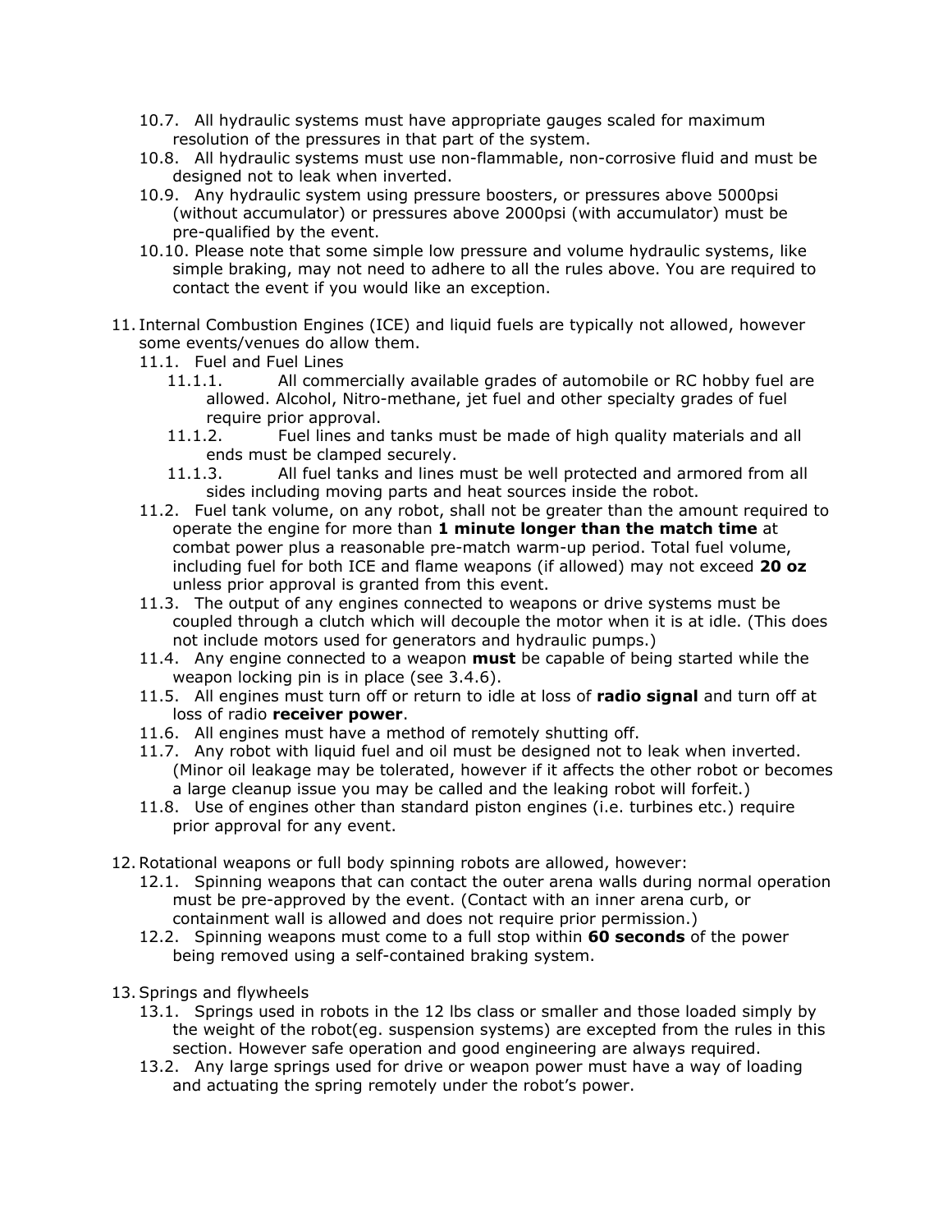- 10.7. All hydraulic systems must have appropriate gauges scaled for maximum resolution of the pressures in that part of the system.
- 10.8. All hydraulic systems must use non-flammable, non-corrosive fluid and must be designed not to leak when inverted.
- 10.9. Any hydraulic system using pressure boosters, or pressures above 5000psi (without accumulator) or pressures above 2000psi (with accumulator) must be pre-qualified by the event.
- 10.10. Please note that some simple low pressure and volume hydraulic systems, like simple braking, may not need to adhere to all the rules above. You are required to contact the event if you would like an exception.

11. Internal Combustion Engines (ICE) and liquid fuels are typically not allowed, however some events/venues do allow them.
    - 11.1. Fuel and Fuel Lines
        - 11.1.1. All commercially available grades of automobile or RC hobby fuel are allowed. Alcohol, Nitro-methane, jet fuel and other specialty grades of fuel require prior approval.
        - 11.1.2. Fuel lines and tanks must be made of high quality materials and all ends must be clamped securely.
        - 11.1.3. All fuel tanks and lines must be well protected and armored from all sides including moving parts and heat sources inside the robot.
    - 11.2. Fuel tank volume, on any robot, shall not be greater than the amount required to operate the engine for more than **1 minute longer than the match time** at combat power plus a reasonable pre-match warm-up period. Total fuel volume, including fuel for both ICE and flame weapons (if allowed) may not exceed **20 oz** unless prior approval is granted from this event.
    - 11.3. The output of any engines connected to weapons or drive systems must be coupled through a clutch which will decouple the motor when it is at idle. (This does not include motors used for generators and hydraulic pumps.)
    - 11.4. Any engine connected to a weapon **must** be capable of being started while the weapon locking pin is in place (see 3.4.6).
    - 11.5. All engines must turn off or return to idle at loss of **radio signal** and turn off at loss of radio **receiver power**.
    - 11.6. All engines must have a method of remotely shutting off.
    - 11.7. Any robot with liquid fuel and oil must be designed not to leak when inverted. (Minor oil leakage may be tolerated, however if it affects the other robot or becomes a large cleanup issue you may be called and the leaking robot will forfeit.)
    - 11.8. Use of engines other than standard piston engines (i.e. turbines etc.) require prior approval for any event.

12. Rotational weapons or full body spinning robots are allowed, however:
    - 12.1. Spinning weapons that can contact the outer arena walls during normal operation must be pre-approved by the event. (Contact with an inner arena curb, or containment wall is allowed and does not require prior permission.)
    - 12.2. Spinning weapons must come to a full stop within **60 seconds** of the power being removed using a self-contained braking system.

13. Springs and flywheels
    - 13.1. Springs used in robots in the 12 lbs class or smaller and those loaded simply by the weight of the robot(eg. suspension systems) are excepted from the rules in this section. However safe operation and good engineering are always required.
    - 13.2. Any large springs used for drive or weapon power must have a way of loading and actuating the spring remotely under the robot's power.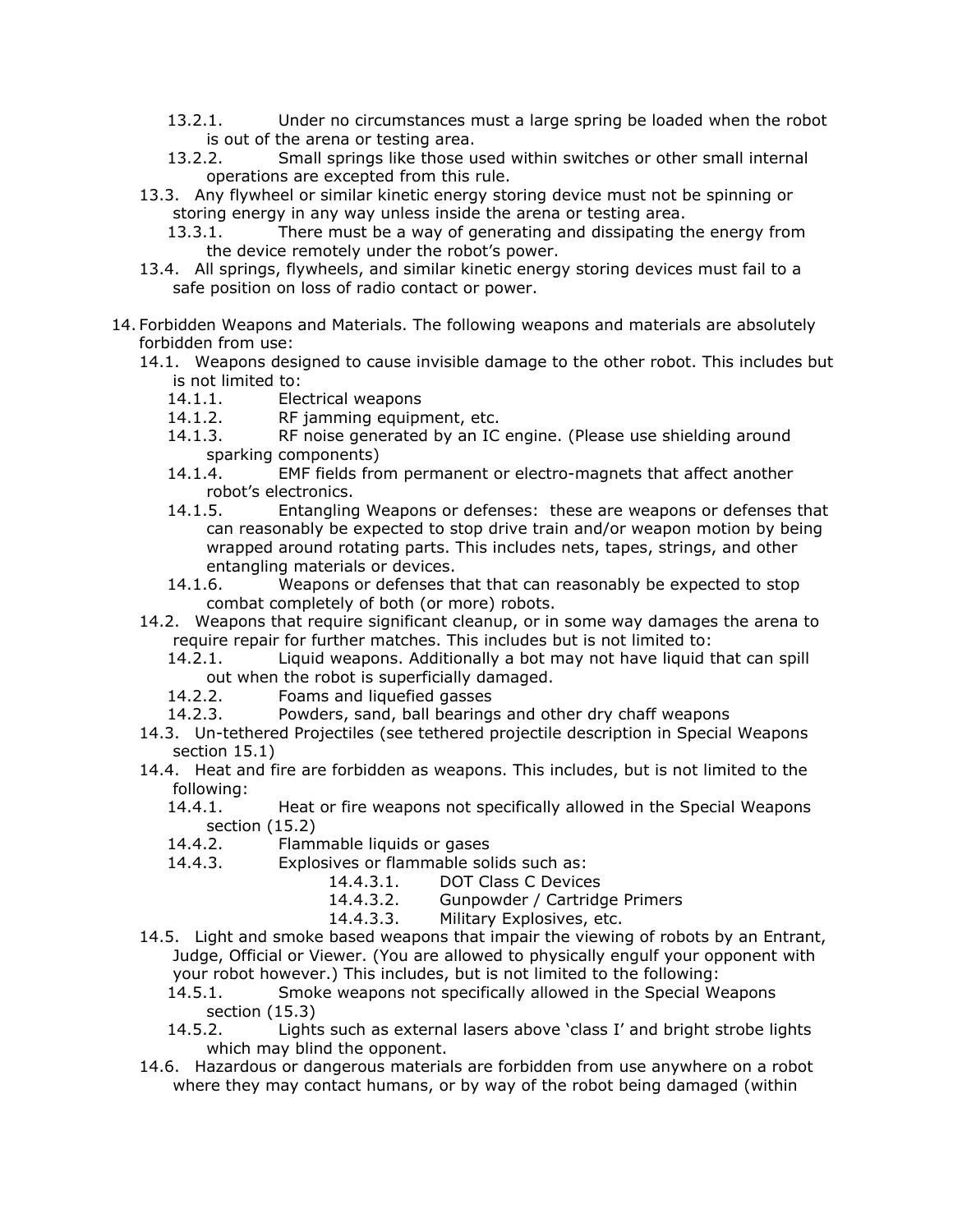- 13.2.1. Under no circumstances must a large spring be loaded when the robot is out of the arena or testing area.
- 13.2.2. Small springs like those used within switches or other small internal operations are excepted from this rule.

13.3. Any flywheel or similar kinetic energy storing device must not be spinning or storing energy in any way unless inside the arena or testing area.

- 13.3.1. There must be a way of generating and dissipating the energy from the device remotely under the robot's power.

13.4. All springs, flywheels, and similar kinetic energy storing devices must fail to a safe position on loss of radio contact or power.

14. Forbidden Weapons and Materials. The following weapons and materials are absolutely forbidden from use:

14.1. Weapons designed to cause invisible damage to the other robot. This includes but is not limited to:

- 14.1.1. Electrical weapons
- 14.1.2. RF jamming equipment, etc.
- 14.1.3. RF noise generated by an IC engine. (Please use shielding around sparking components)
- 14.1.4. EMF fields from permanent or electro-magnets that affect another robot's electronics.
- 14.1.5. Entangling Weapons or defenses: these are weapons or defenses that can reasonably be expected to stop drive train and/or weapon motion by being wrapped around rotating parts. This includes nets, tapes, strings, and other entangling materials or devices.
- 14.1.6. Weapons or defenses that that can reasonably be expected to stop combat completely of both (or more) robots.

14.2. Weapons that require significant cleanup, or in some way damages the arena to require repair for further matches. This includes but is not limited to:

- 14.2.1. Liquid weapons. Additionally a bot may not have liquid that can spill out when the robot is superficially damaged.
- 14.2.2. Foams and liquefied gasses
- 14.2.3. Powders, sand, ball bearings and other dry chaff weapons

14.3. Un-tethered Projectiles (see tethered projectile description in Special Weapons section 15.1)

14.4. Heat and fire are forbidden as weapons. This includes, but is not limited to the following:

- 14.4.1. Heat or fire weapons not specifically allowed in the Special Weapons section (15.2)
- 14.4.2. Flammable liquids or gases
- 14.4.3. Explosives or flammable solids such as:
  - 14.4.3.1. DOT Class C Devices
  - 14.4.3.2. Gunpowder / Cartridge Primers
  - 14.4.3.3. Military Explosives, etc.

14.5. Light and smoke based weapons that impair the viewing of robots by an Entrant, Judge, Official or Viewer. (You are allowed to physically engulf your opponent with your robot however.) This includes, but is not limited to the following:

- 14.5.1. Smoke weapons not specifically allowed in the Special Weapons section (15.3)
- 14.5.2. Lights such as external lasers above 'class I' and bright strobe lights which may blind the opponent.

14.6. Hazardous or dangerous materials are forbidden from use anywhere on a robot where they may contact humans, or by way of the robot being damaged (within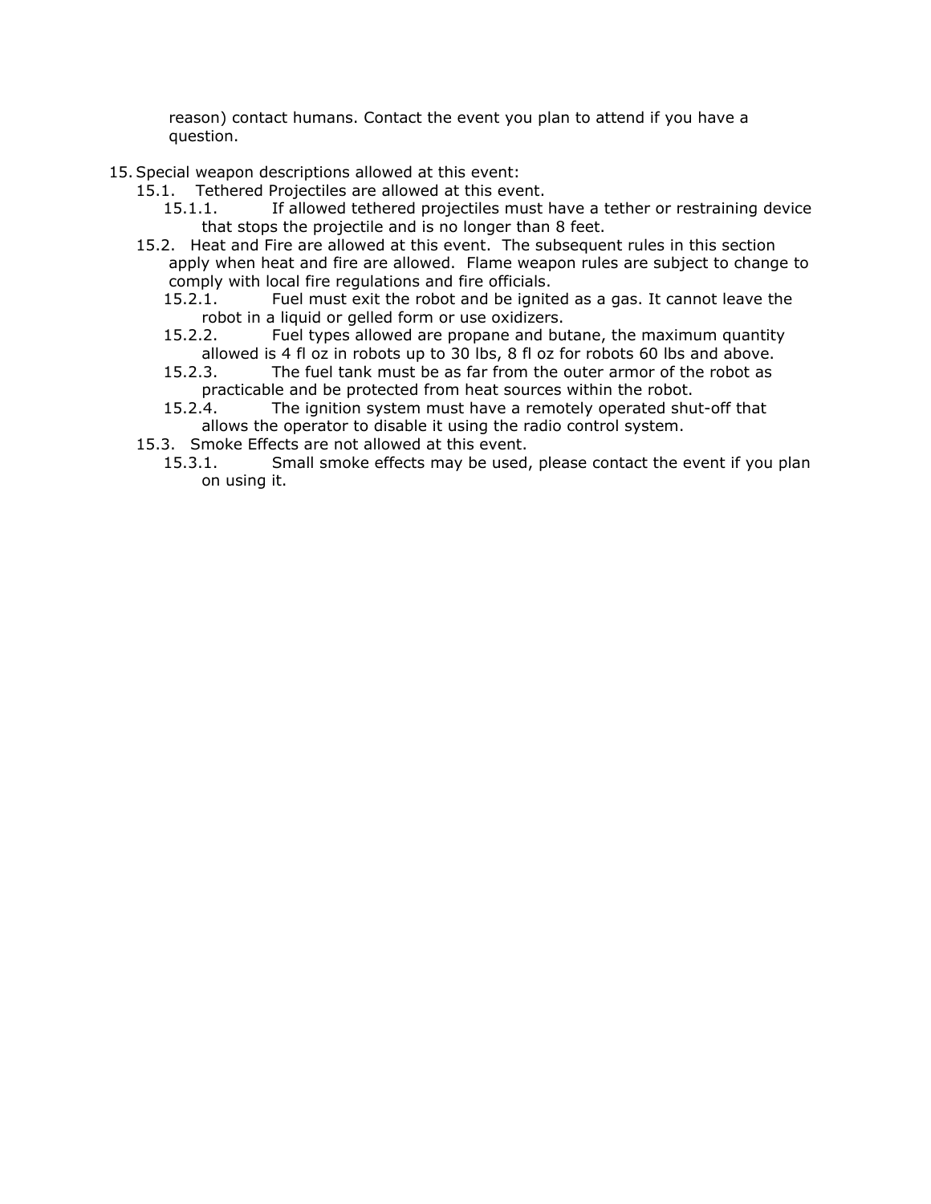reason) contact humans. Contact the event you plan to attend if you have a question.

15. Special weapon descriptions allowed at this event:
    - 15.1. Tethered Projectiles are allowed at this event.
        - 15.1.1. If allowed tethered projectiles must have a tether or restraining device that stops the projectile and is no longer than 8 feet.
    - 15.2. Heat and Fire are allowed at this event. The subsequent rules in this section apply when heat and fire are allowed. Flame weapon rules are subject to change to comply with local fire regulations and fire officials.
        - 15.2.1. Fuel must exit the robot and be ignited as a gas. It cannot leave the robot in a liquid or gelled form or use oxidizers.
        - 15.2.2. Fuel types allowed are propane and butane, the maximum quantity allowed is 4 fl oz in robots up to 30 lbs, 8 fl oz for robots 60 lbs and above.
        - 15.2.3. The fuel tank must be as far from the outer armor of the robot as practicable and be protected from heat sources within the robot.
        - 15.2.4. The ignition system must have a remotely operated shut-off that allows the operator to disable it using the radio control system.
    - 15.3. Smoke Effects are not allowed at this event.
        - 15.3.1. Small smoke effects may be used, please contact the event if you plan on using it.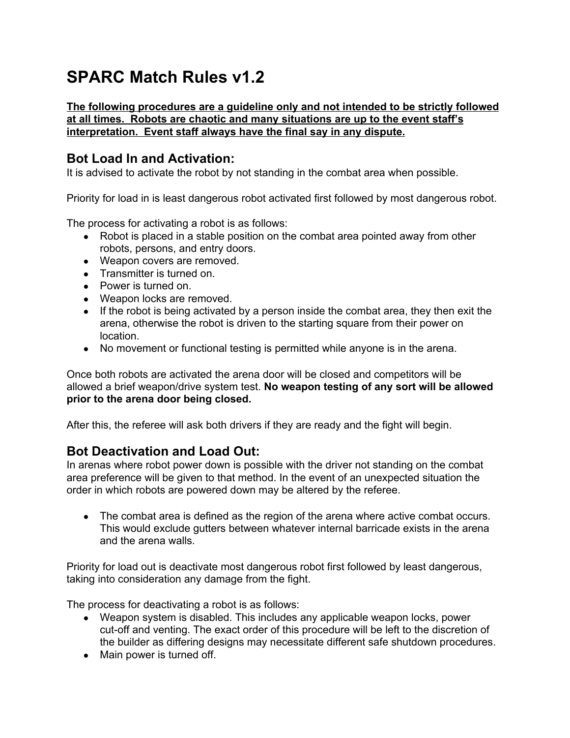# SPARC Match Rules v1.2

**The following procedures are a guideline only and not intended to be strictly followed at all times. Robots are chaotic and many situations are up to the event staff's interpretation. Event staff always have the final say in any dispute.**

## Bot Load In and Activation:

It is advised to activate the robot by not standing in the combat area when possible.

Priority for load in is least dangerous robot activated first followed by most dangerous robot.

The process for activating a robot is as follows:

- Robot is placed in a stable position on the combat area pointed away from other robots, persons, and entry doors.
- Weapon covers are removed.
- Transmitter is turned on.
- Power is turned on.
- Weapon locks are removed.
- If the robot is being activated by a person inside the combat area, they then exit the arena, otherwise the robot is driven to the starting square from their power on location.
- No movement or functional testing is permitted while anyone is in the arena.

Once both robots are activated the arena door will be closed and competitors will be allowed a brief weapon/drive system test. **No weapon testing of any sort will be allowed prior to the arena door being closed.**

After this, the referee will ask both drivers if they are ready and the fight will begin.

## Bot Deactivation and Load Out:

In arenas where robot power down is possible with the driver not standing on the combat area preference will be given to that method. In the event of an unexpected situation the order in which robots are powered down may be altered by the referee.

- The combat area is defined as the region of the arena where active combat occurs. This would exclude gutters between whatever internal barricade exists in the arena and the arena walls.

Priority for load out is deactivate most dangerous robot first followed by least dangerous, taking into consideration any damage from the fight.

The process for deactivating a robot is as follows:

- Weapon system is disabled. This includes any applicable weapon locks, power cut-off and venting. The exact order of this procedure will be left to the discretion of the builder as differing designs may necessitate different safe shutdown procedures.
- Main power is turned off.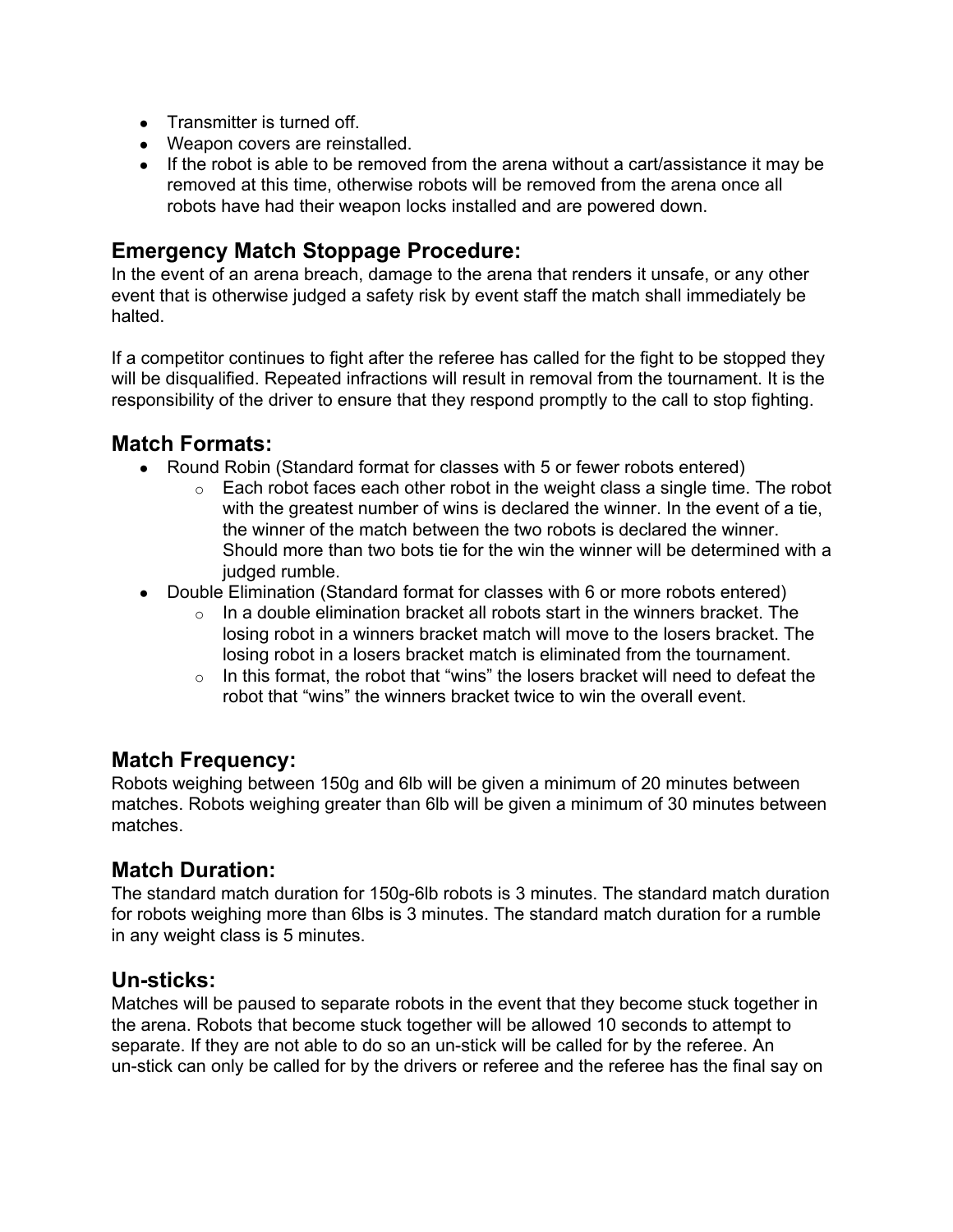- Transmitter is turned off.
- Weapon covers are reinstalled.
- If the robot is able to be removed from the arena without a cart/assistance it may be removed at this time, otherwise robots will be removed from the arena once all robots have had their weapon locks installed and are powered down.

## Emergency Match Stoppage Procedure:

In the event of an arena breach, damage to the arena that renders it unsafe, or any other event that is otherwise judged a safety risk by event staff the match shall immediately be halted.

If a competitor continues to fight after the referee has called for the fight to be stopped they will be disqualified. Repeated infractions will result in removal from the tournament. It is the responsibility of the driver to ensure that they respond promptly to the call to stop fighting.

## Match Formats:

- Round Robin (Standard format for classes with 5 or fewer robots entered)
  - Each robot faces each other robot in the weight class a single time. The robot with the greatest number of wins is declared the winner. In the event of a tie, the winner of the match between the two robots is declared the winner. Should more than two bots tie for the win the winner will be determined with a judged rumble.
- Double Elimination (Standard format for classes with 6 or more robots entered)
  - In a double elimination bracket all robots start in the winners bracket. The losing robot in a winners bracket match will move to the losers bracket. The losing robot in a losers bracket match is eliminated from the tournament.
  - In this format, the robot that "wins" the losers bracket will need to defeat the robot that "wins" the winners bracket twice to win the overall event.

## Match Frequency:

Robots weighing between 150g and 6lb will be given a minimum of 20 minutes between matches. Robots weighing greater than 6lb will be given a minimum of 30 minutes between matches.

## Match Duration:

The standard match duration for 150g-6lb robots is 3 minutes. The standard match duration for robots weighing more than 6lbs is 3 minutes. The standard match duration for a rumble in any weight class is 5 minutes.

## Un-sticks:

Matches will be paused to separate robots in the event that they become stuck together in the arena. Robots that become stuck together will be allowed 10 seconds to attempt to separate. If they are not able to do so an un-stick will be called for by the referee. An un-stick can only be called for by the drivers or referee and the referee has the final say on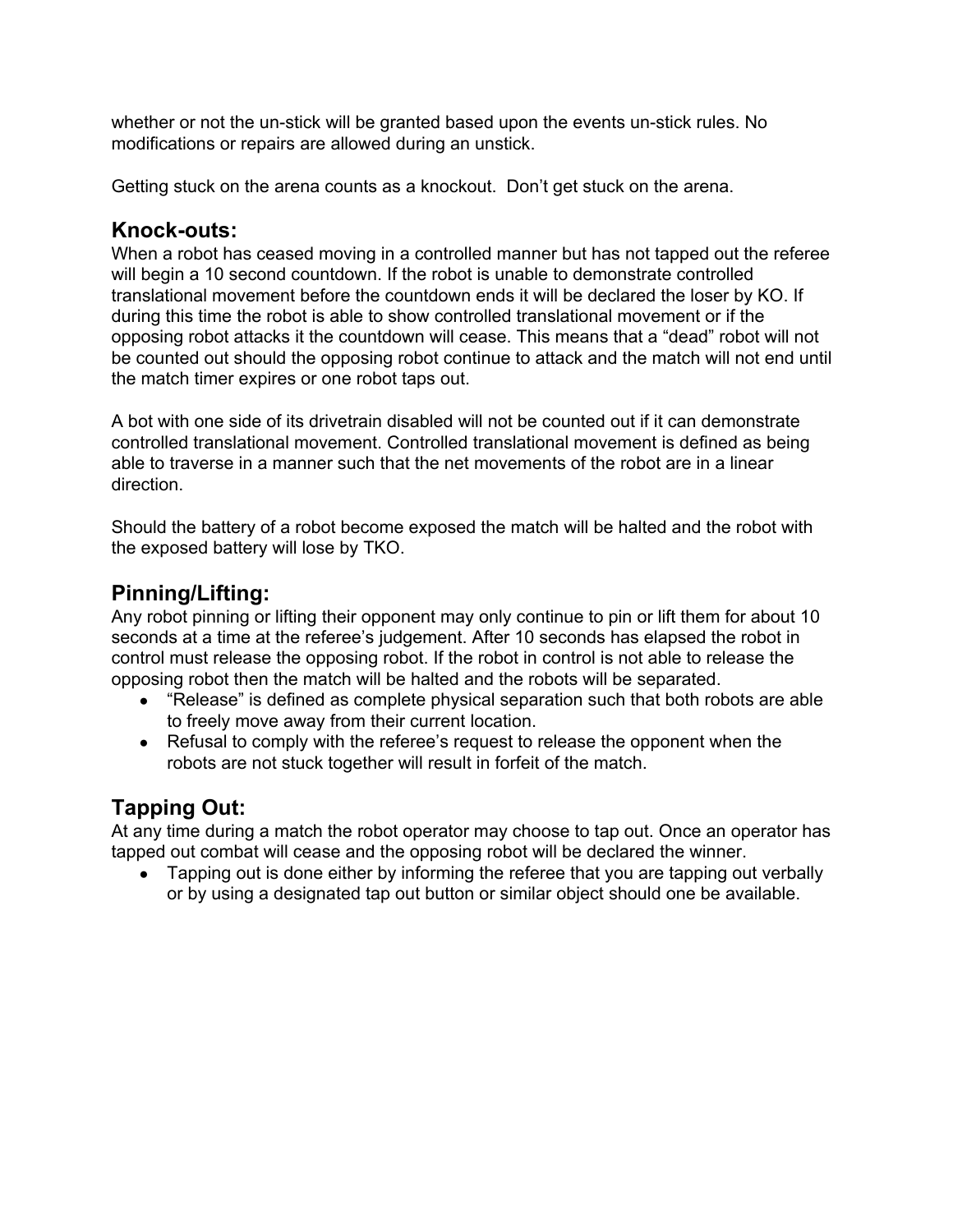whether or not the un-stick will be granted based upon the events un-stick rules. No modifications or repairs are allowed during an unstick.

Getting stuck on the arena counts as a knockout.  Don't get stuck on the arena.

## Knock-outs:

When a robot has ceased moving in a controlled manner but has not tapped out the referee will begin a 10 second countdown. If the robot is unable to demonstrate controlled translational movement before the countdown ends it will be declared the loser by KO. If during this time the robot is able to show controlled translational movement or if the opposing robot attacks it the countdown will cease. This means that a "dead" robot will not be counted out should the opposing robot continue to attack and the match will not end until the match timer expires or one robot taps out.

A bot with one side of its drivetrain disabled will not be counted out if it can demonstrate controlled translational movement. Controlled translational movement is defined as being able to traverse in a manner such that the net movements of the robot are in a linear direction.

Should the battery of a robot become exposed the match will be halted and the robot with the exposed battery will lose by TKO.

## Pinning/Lifting:

Any robot pinning or lifting their opponent may only continue to pin or lift them for about 10 seconds at a time at the referee's judgement. After 10 seconds has elapsed the robot in control must release the opposing robot. If the robot in control is not able to release the opposing robot then the match will be halted and the robots will be separated.

- "Release" is defined as complete physical separation such that both robots are able to freely move away from their current location.
- Refusal to comply with the referee's request to release the opponent when the robots are not stuck together will result in forfeit of the match.

## Tapping Out:

At any time during a match the robot operator may choose to tap out. Once an operator has tapped out combat will cease and the opposing robot will be declared the winner.

- Tapping out is done either by informing the referee that you are tapping out verbally or by using a designated tap out button or similar object should one be available.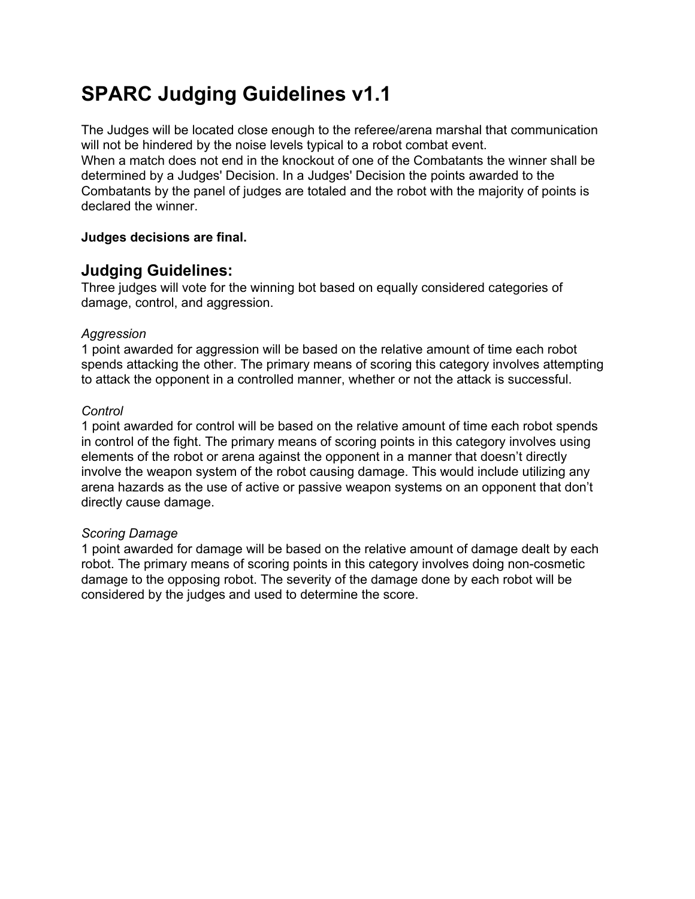# SPARC Judging Guidelines v1.1

The Judges will be located close enough to the referee/arena marshal that communication will not be hindered by the noise levels typical to a robot combat event.
When a match does not end in the knockout of one of the Combatants the winner shall be determined by a Judges' Decision. In a Judges' Decision the points awarded to the Combatants by the panel of judges are totaled and the robot with the majority of points is declared the winner.

**Judges decisions are final.**

## Judging Guidelines:

Three judges will vote for the winning bot based on equally considered categories of damage, control, and aggression.

*Aggression*
1 point awarded for aggression will be based on the relative amount of time each robot spends attacking the other. The primary means of scoring this category involves attempting to attack the opponent in a controlled manner, whether or not the attack is successful.

*Control*
1 point awarded for control will be based on the relative amount of time each robot spends in control of the fight. The primary means of scoring points in this category involves using elements of the robot or arena against the opponent in a manner that doesn't directly involve the weapon system of the robot causing damage. This would include utilizing any arena hazards as the use of active or passive weapon systems on an opponent that don't directly cause damage.

*Scoring Damage*
1 point awarded for damage will be based on the relative amount of damage dealt by each robot. The primary means of scoring points in this category involves doing non-cosmetic damage to the opposing robot. The severity of the damage done by each robot will be considered by the judges and used to determine the score.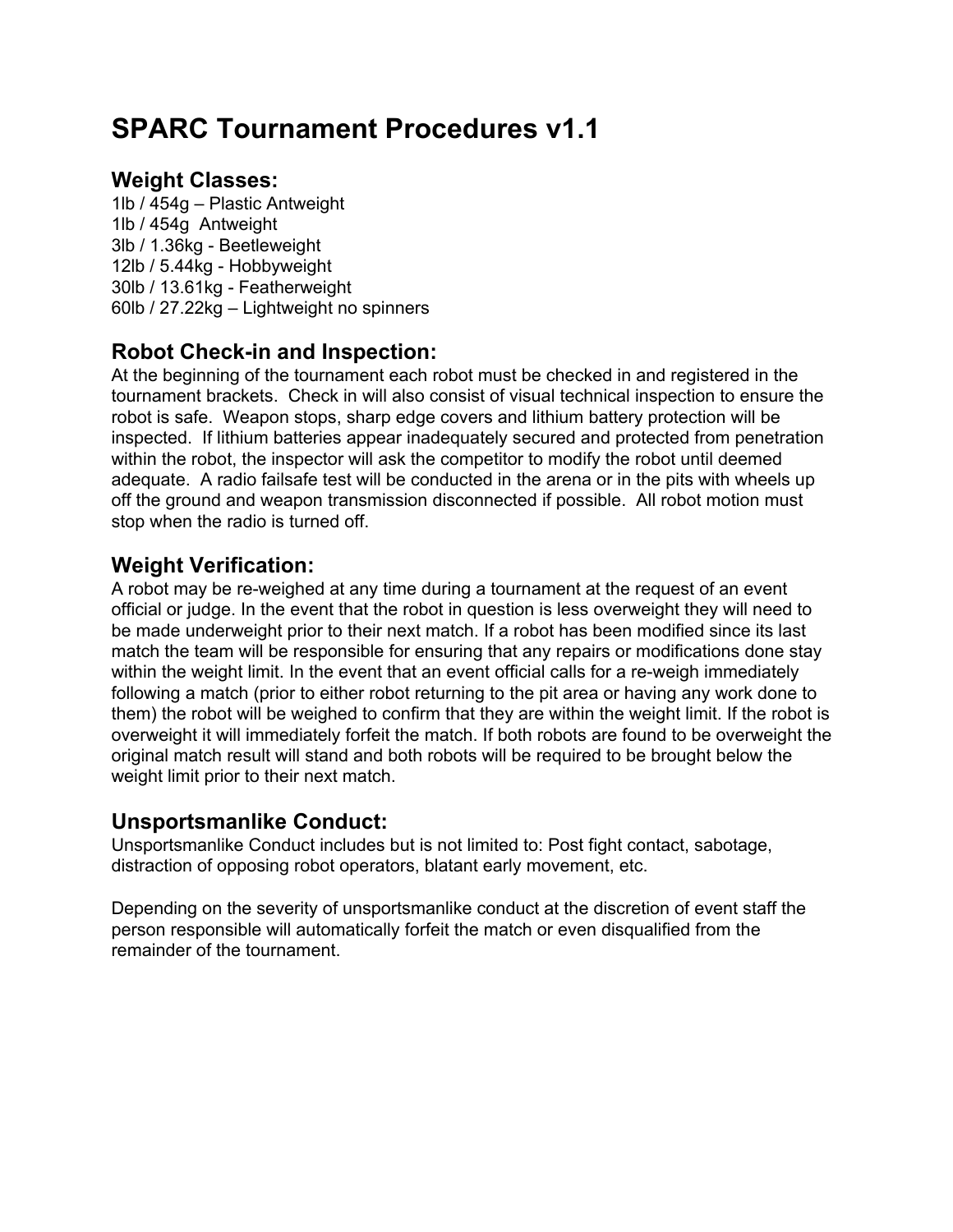# SPARC Tournament Procedures v1.1

## Weight Classes:

1lb / 454g – Plastic Antweight
1lb / 454g  Antweight
3lb / 1.36kg - Beetleweight
12lb / 5.44kg - Hobbyweight
30lb / 13.61kg - Featherweight
60lb / 27.22kg – Lightweight no spinners

## Robot Check-in and Inspection:

At the beginning of the tournament each robot must be checked in and registered in the tournament brackets.  Check in will also consist of visual technical inspection to ensure the robot is safe.  Weapon stops, sharp edge covers and lithium battery protection will be inspected.  If lithium batteries appear inadequately secured and protected from penetration within the robot, the inspector will ask the competitor to modify the robot until deemed adequate.  A radio failsafe test will be conducted in the arena or in the pits with wheels up off the ground and weapon transmission disconnected if possible.  All robot motion must stop when the radio is turned off.

## Weight Verification:

A robot may be re-weighed at any time during a tournament at the request of an event official or judge. In the event that the robot in question is less overweight they will need to be made underweight prior to their next match. If a robot has been modified since its last match the team will be responsible for ensuring that any repairs or modifications done stay within the weight limit. In the event that an event official calls for a re-weigh immediately following a match (prior to either robot returning to the pit area or having any work done to them) the robot will be weighed to confirm that they are within the weight limit. If the robot is overweight it will immediately forfeit the match. If both robots are found to be overweight the original match result will stand and both robots will be required to be brought below the weight limit prior to their next match.

## Unsportsmanlike Conduct:

Unsportsmanlike Conduct includes but is not limited to: Post fight contact, sabotage, distraction of opposing robot operators, blatant early movement, etc.

Depending on the severity of unsportsmanlike conduct at the discretion of event staff the person responsible will automatically forfeit the match or even disqualified from the remainder of the tournament.